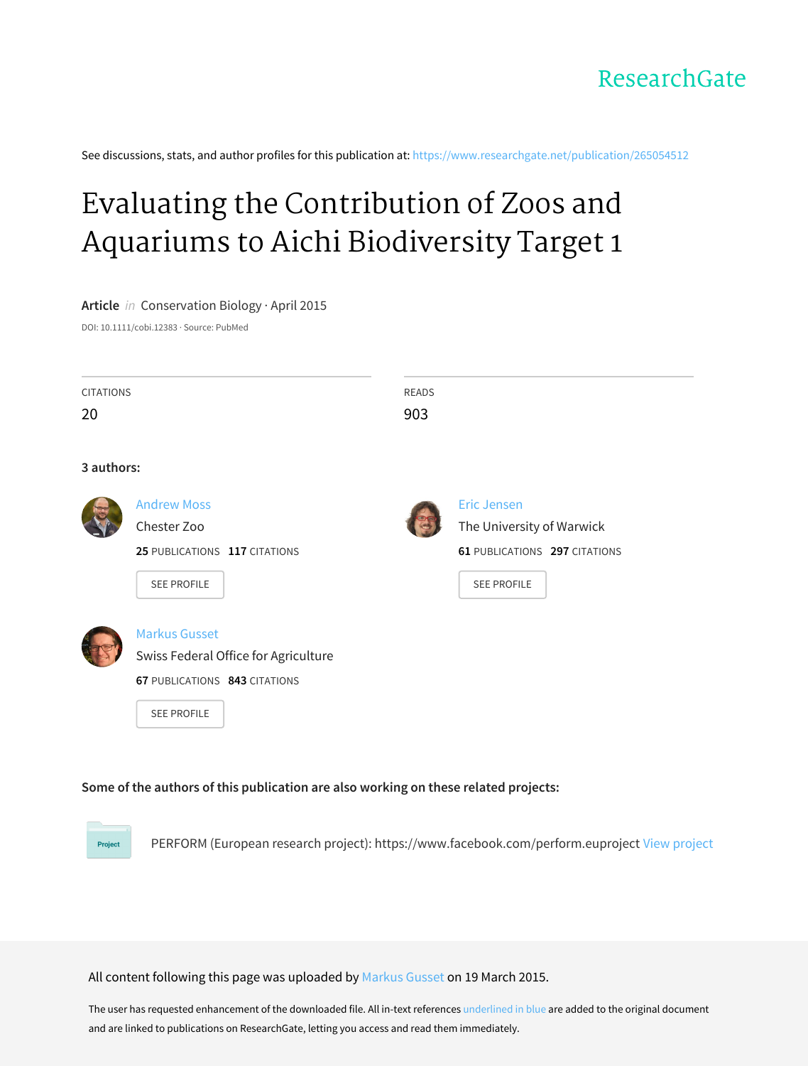ResearchGate

See discussions, stats, and author profiles for this publication at: https://www.researchgate.net/publication/265054512

# Evaluating the Contribution of Zoos and Aquariums to Aichi Biodiversity Target 1

**Article** *in* Conservation Biology · April 2015

DOI: 10.1111/cobi.12383 · Source: PubMed

| CITATIONS | READS |
| --- | --- |
| 20 | 903 |

**3 authors:**

**Andrew Moss**
Chester Zoo
**25** PUBLICATIONS **117** CITATIONS
SEE PROFILE

**Eric Jensen**
The University of Warwick
**61** PUBLICATIONS **297** CITATIONS
SEE PROFILE

**Markus Gusset**
Swiss Federal Office for Agriculture
**67** PUBLICATIONS **843** CITATIONS
SEE PROFILE

**Some of the authors of this publication are also working on these related projects:**

Project: PERFORM (European research project): https://www.facebook.com/perform.euproject View project

All content following this page was uploaded by Markus Gusset on 19 March 2015.

The user has requested enhancement of the downloaded file. All in-text references underlined in blue are added to the original document and are linked to publications on ResearchGate, letting you access and read them immediately.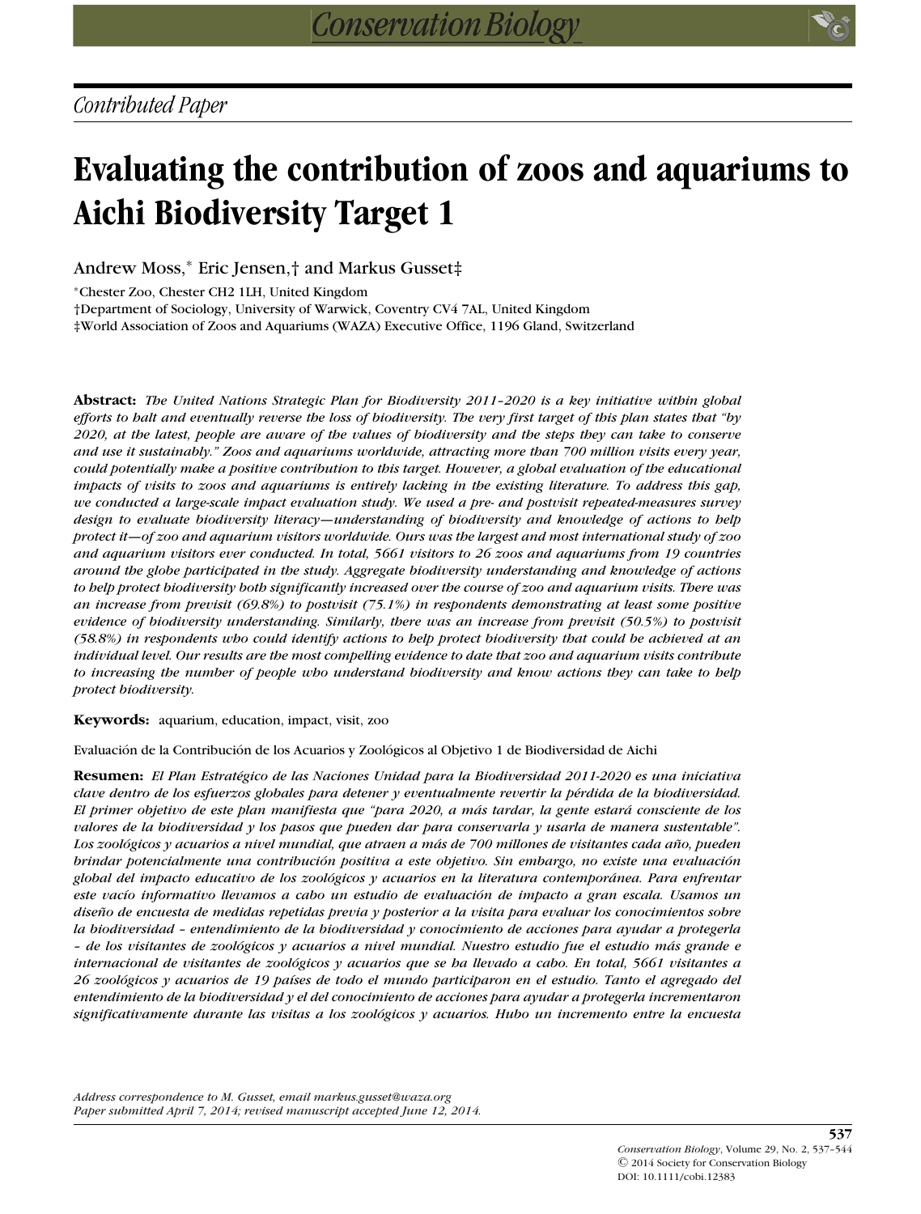*Contributed Paper*

# Evaluating the contribution of zoos and aquariums to Aichi Biodiversity Target 1

Andrew Moss,[*] Eric Jensen,[†] and Markus Gusset[‡]

[*]Chester Zoo, Chester CH2 1LH, United Kingdom
[†]Department of Sociology, University of Warwick, Coventry CV4 7AL, United Kingdom
[‡]World Association of Zoos and Aquariums (WAZA) Executive Office, 1196 Gland, Switzerland

**Abstract:** *The United Nations Strategic Plan for Biodiversity 2011–2020 is a key initiative within global efforts to halt and eventually reverse the loss of biodiversity. The very first target of this plan states that "by 2020, at the latest, people are aware of the values of biodiversity and the steps they can take to conserve and use it sustainably." Zoos and aquariums worldwide, attracting more than 700 million visits every year, could potentially make a positive contribution to this target. However, a global evaluation of the educational impacts of visits to zoos and aquariums is entirely lacking in the existing literature. To address this gap, we conducted a large-scale impact evaluation study. We used a pre- and postvisit repeated-measures survey design to evaluate biodiversity literacy—understanding of biodiversity and knowledge of actions to help protect it—of zoo and aquarium visitors worldwide. Ours was the largest and most international study of zoo and aquarium visitors ever conducted. In total, 5661 visitors to 26 zoos and aquariums from 19 countries around the globe participated in the study. Aggregate biodiversity understanding and knowledge of actions to help protect biodiversity both significantly increased over the course of zoo and aquarium visits. There was an increase from previsit (69.8%) to postvisit (75.1%) in respondents demonstrating at least some positive evidence of biodiversity understanding. Similarly, there was an increase from previsit (50.5%) to postvisit (58.8%) in respondents who could identify actions to help protect biodiversity that could be achieved at an individual level. Our results are the most compelling evidence to date that zoo and aquarium visits contribute to increasing the number of people who understand biodiversity and know actions they can take to help protect biodiversity.*

**Keywords:** aquarium, education, impact, visit, zoo

Evaluación de la Contribución de los Acuarios y Zoológicos al Objetivo 1 de Biodiversidad de Aichi

**Resumen:** *El Plan Estratégico de las Naciones Unidad para la Biodiversidad 2011-2020 es una iniciativa clave dentro de los esfuerzos globales para detener y eventualmente revertir la pérdida de la biodiversidad. El primer objetivo de este plan manifiesta que "para 2020, a más tardar, la gente estará consciente de los valores de la biodiversidad y los pasos que pueden dar para conservarla y usarla de manera sustentable". Los zoológicos y acuarios a nivel mundial, que atraen a más de 700 millones de visitantes cada año, pueden brindar potencialmente una contribución positiva a este objetivo. Sin embargo, no existe una evaluación global del impacto educativo de los zoológicos y acuarios en la literatura contemporánea. Para enfrentar este vacío informativo llevamos a cabo un estudio de evaluación de impacto a gran escala. Usamos un diseño de encuesta de medidas repetidas previa y posterior a la visita para evaluar los conocimientos sobre la biodiversidad – entendimiento de la biodiversidad y conocimiento de acciones para ayudar a protegerla – de los visitantes de zoológicos y acuarios a nivel mundial. Nuestro estudio fue el estudio más grande e internacional de visitantes de zoológicos y acuarios que se ha llevado a cabo. En total, 5661 visitantes a 26 zoológicos y acuarios de 19 países de todo el mundo participaron en el estudio. Tanto el agregado del entendimiento de la biodiversidad y el del conocimiento de acciones para ayudar a protegerla incrementaron significativamente durante las visitas a los zoológicos y acuarios. Hubo un incremento entre la encuesta*

*Address correspondence to M. Gusset, email markus.gusset@waza.org*
*Paper submitted April 7, 2014; revised manuscript accepted June 12, 2014.*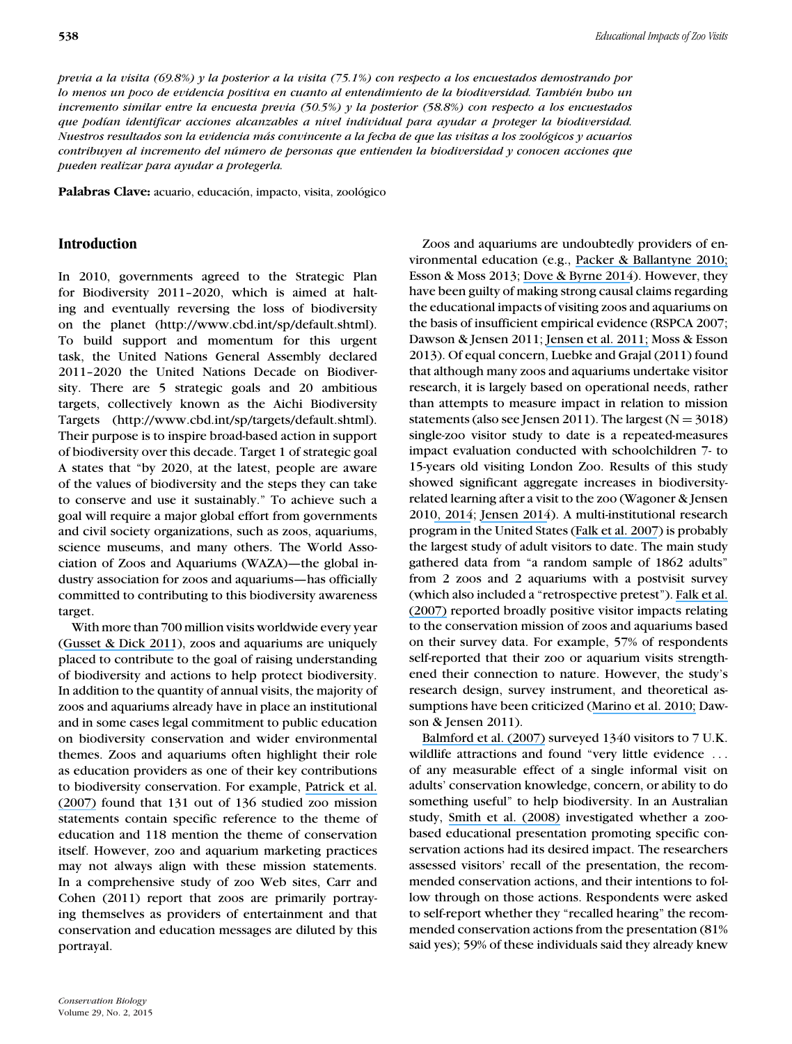*previa a la visita (69.8%) y la posterior a la visita (75.1%) con respecto a los encuestados demostrando por lo menos un poco de evidencia positiva en cuanto al entendimiento de la biodiversidad. También hubo un incremento similar entre la encuesta previa (50.5%) y la posterior (58.8%) con respecto a los encuestados que podían identificar acciones alcanzables a nivel individual para ayudar a proteger la biodiversidad. Nuestros resultados son la evidencia más convincente a la fecha de que las visitas a los zoológicos y acuarios contribuyen al incremento del número de personas que entienden la biodiversidad y conocen acciones que pueden realizar para ayudar a protegerla.*

**Palabras Clave:** acuario, educación, impacto, visita, zoológico

## Introduction

In 2010, governments agreed to the Strategic Plan for Biodiversity 2011–2020, which is aimed at halting and eventually reversing the loss of biodiversity on the planet (http://www.cbd.int/sp/default.shtml). To build support and momentum for this urgent task, the United Nations General Assembly declared 2011–2020 the United Nations Decade on Biodiversity. There are 5 strategic goals and 20 ambitious targets, collectively known as the Aichi Biodiversity Targets (http://www.cbd.int/sp/targets/default.shtml). Their purpose is to inspire broad-based action in support of biodiversity over this decade. Target 1 of strategic goal A states that "by 2020, at the latest, people are aware of the values of biodiversity and the steps they can take to conserve and use it sustainably." To achieve such a goal will require a major global effort from governments and civil society organizations, such as zoos, aquariums, science museums, and many others. The World Association of Zoos and Aquariums (WAZA)—the global industry association for zoos and aquariums—has officially committed to contributing to this biodiversity awareness target.

With more than 700 million visits worldwide every year (Gusset & Dick 2011), zoos and aquariums are uniquely placed to contribute to the goal of raising understanding of biodiversity and actions to help protect biodiversity. In addition to the quantity of annual visits, the majority of zoos and aquariums already have in place an institutional and in some cases legal commitment to public education on biodiversity conservation and wider environmental themes. Zoos and aquariums often highlight their role as education providers as one of their key contributions to biodiversity conservation. For example, Patrick et al. (2007) found that 131 out of 136 studied zoo mission statements contain specific reference to the theme of education and 118 mention the theme of conservation itself. However, zoo and aquarium marketing practices may not always align with these mission statements. In a comprehensive study of zoo Web sites, Carr and Cohen (2011) report that zoos are primarily portraying themselves as providers of entertainment and that conservation and education messages are diluted by this portrayal.

Zoos and aquariums are undoubtedly providers of environmental education (e.g., Packer & Ballantyne 2010; Esson & Moss 2013; Dove & Byrne 2014). However, they have been guilty of making strong causal claims regarding the educational impacts of visiting zoos and aquariums on the basis of insufficient empirical evidence (RSPCA 2007; Dawson & Jensen 2011; Jensen et al. 2011; Moss & Esson 2013). Of equal concern, Luebke and Grajal (2011) found that although many zoos and aquariums undertake visitor research, it is largely based on operational needs, rather than attempts to measure impact in relation to mission statements (also see Jensen 2011). The largest ($N = 3018$) single-zoo visitor study to date is a repeated-measures impact evaluation conducted with schoolchildren 7- to 15-years old visiting London Zoo. Results of this study showed significant aggregate increases in biodiversity-related learning after a visit to the zoo (Wagoner & Jensen 2010, 2014; Jensen 2014). A multi-institutional research program in the United States (Falk et al. 2007) is probably the largest study of adult visitors to date. The main study gathered data from "a random sample of 1862 adults" from 2 zoos and 2 aquariums with a postvisit survey (which also included a "retrospective pretest"). Falk et al. (2007) reported broadly positive visitor impacts relating to the conservation mission of zoos and aquariums based on their survey data. For example, 57% of respondents self-reported that their zoo or aquarium visits strengthened their connection to nature. However, the study's research design, survey instrument, and theoretical assumptions have been criticized (Marino et al. 2010; Dawson & Jensen 2011).

Balmford et al. (2007) surveyed 1340 visitors to 7 U.K. wildlife attractions and found "very little evidence ... of any measurable effect of a single informal visit on adults' conservation knowledge, concern, or ability to do something useful" to help biodiversity. In an Australian study, Smith et al. (2008) investigated whether a zoo-based educational presentation promoting specific conservation actions had its desired impact. The researchers assessed visitors' recall of the presentation, the recommended conservation actions, and their intentions to follow through on those actions. Respondents were asked to self-report whether they "recalled hearing" the recommended conservation actions from the presentation (81% said yes); 59% of these individuals said they already knew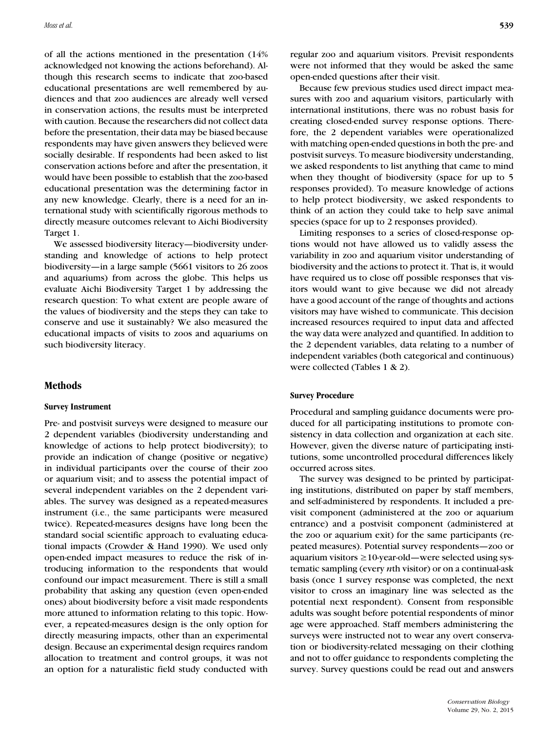of all the actions mentioned in the presentation (14% acknowledged not knowing the actions beforehand). Although this research seems to indicate that zoo-based educational presentations are well remembered by audiences and that zoo audiences are already well versed in conservation actions, the results must be interpreted with caution. Because the researchers did not collect data before the presentation, their data may be biased because respondents may have given answers they believed were socially desirable. If respondents had been asked to list conservation actions before and after the presentation, it would have been possible to establish that the zoo-based educational presentation was the determining factor in any new knowledge. Clearly, there is a need for an international study with scientifically rigorous methods to directly measure outcomes relevant to Aichi Biodiversity Target 1.

We assessed biodiversity literacy—biodiversity understanding and knowledge of actions to help protect biodiversity—in a large sample (5661 visitors to 26 zoos and aquariums) from across the globe. This helps us evaluate Aichi Biodiversity Target 1 by addressing the research question: To what extent are people aware of the values of biodiversity and the steps they can take to conserve and use it sustainably? We also measured the educational impacts of visits to zoos and aquariums on such biodiversity literacy.

## Methods

### Survey Instrument

Pre- and postvisit surveys were designed to measure our 2 dependent variables (biodiversity understanding and knowledge of actions to help protect biodiversity); to provide an indication of change (positive or negative) in individual participants over the course of their zoo or aquarium visit; and to assess the potential impact of several independent variables on the 2 dependent variables. The survey was designed as a repeated-measures instrument (i.e., the same participants were measured twice). Repeated-measures designs have long been the standard social scientific approach to evaluating educational impacts (Crowder & Hand 1990). We used only open-ended impact measures to reduce the risk of introducing information to the respondents that would confound our impact measurement. There is still a small probability that asking any question (even open-ended ones) about biodiversity before a visit made respondents more attuned to information relating to this topic. However, a repeated-measures design is the only option for directly measuring impacts, other than an experimental design. Because an experimental design requires random allocation to treatment and control groups, it was not an option for a naturalistic field study conducted with regular zoo and aquarium visitors. Previsit respondents were not informed that they would be asked the same open-ended questions after their visit.

Because few previous studies used direct impact measures with zoo and aquarium visitors, particularly with international institutions, there was no robust basis for creating closed-ended survey response options. Therefore, the 2 dependent variables were operationalized with matching open-ended questions in both the pre- and postvisit surveys. To measure biodiversity understanding, we asked respondents to list anything that came to mind when they thought of biodiversity (space for up to 5 responses provided). To measure knowledge of actions to help protect biodiversity, we asked respondents to think of an action they could take to help save animal species (space for up to 2 responses provided).

Limiting responses to a series of closed-response options would not have allowed us to validly assess the variability in zoo and aquarium visitor understanding of biodiversity and the actions to protect it. That is, it would have required us to close off possible responses that visitors would want to give because we did not already have a good account of the range of thoughts and actions visitors may have wished to communicate. This decision increased resources required to input data and affected the way data were analyzed and quantified. In addition to the 2 dependent variables, data relating to a number of independent variables (both categorical and continuous) were collected (Tables 1 & 2).

### Survey Procedure

Procedural and sampling guidance documents were produced for all participating institutions to promote consistency in data collection and organization at each site. However, given the diverse nature of participating institutions, some uncontrolled procedural differences likely occurred across sites.

The survey was designed to be printed by participating institutions, distributed on paper by staff members, and self-administered by respondents. It included a previsit component (administered at the zoo or aquarium entrance) and a postvisit component (administered at the zoo or aquarium exit) for the same participants (repeated measures). Potential survey respondents—zoo or aquarium visitors ≥10-year-old—were selected using systematic sampling (every *n*th visitor) or on a continual-ask basis (once 1 survey response was completed, the next visitor to cross an imaginary line was selected as the potential next respondent). Consent from responsible adults was sought before potential respondents of minor age were approached. Staff members administering the surveys were instructed not to wear any overt conservation or biodiversity-related messaging on their clothing and not to offer guidance to respondents completing the survey. Survey questions could be read out and answers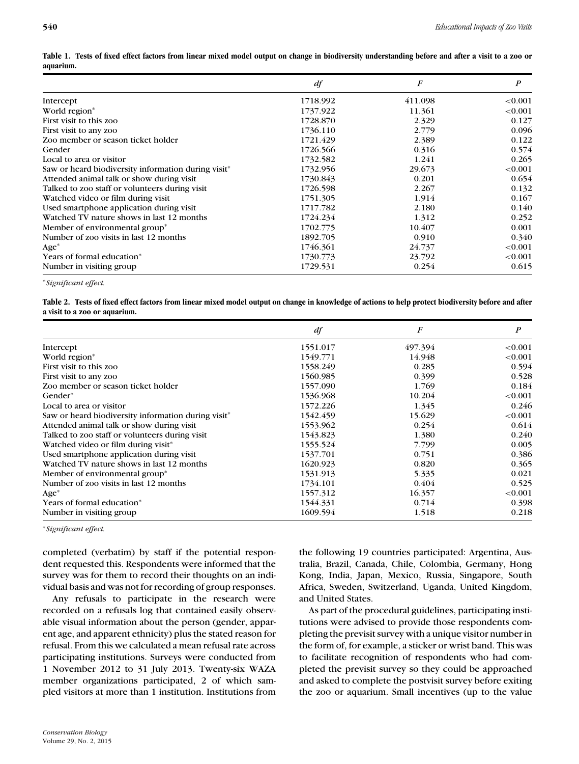**Table 1. Tests of fixed effect factors from linear mixed model output on change in biodiversity understanding before and after a visit to a zoo or aquarium.**

| | *df* | *F* | *P* |
|---|---|---|---|
| Intercept | 1718.992 | 411.098 | <0.001 |
| World region* | 1737.922 | 11.361 | <0.001 |
| First visit to this zoo | 1728.870 | 2.329 | 0.127 |
| First visit to any zoo | 1736.110 | 2.779 | 0.096 |
| Zoo member or season ticket holder | 1721.429 | 2.389 | 0.122 |
| Gender | 1726.566 | 0.316 | 0.574 |
| Local to area or visitor | 1732.582 | 1.241 | 0.265 |
| Saw or heard biodiversity information during visit* | 1732.956 | 29.673 | <0.001 |
| Attended animal talk or show during visit | 1730.843 | 0.201 | 0.654 |
| Talked to zoo staff or volunteers during visit | 1726.598 | 2.267 | 0.132 |
| Watched video or film during visit | 1751.305 | 1.914 | 0.167 |
| Used smartphone application during visit | 1717.782 | 2.180 | 0.140 |
| Watched TV nature shows in last 12 months | 1724.234 | 1.312 | 0.252 |
| Member of environmental group* | 1702.775 | 10.407 | 0.001 |
| Number of zoo visits in last 12 months | 1892.705 | 0.910 | 0.340 |
| Age* | 1746.361 | 24.737 | <0.001 |
| Years of formal education* | 1730.773 | 23.792 | <0.001 |
| Number in visiting group | 1729.531 | 0.254 | 0.615 |

*Significant effect.

**Table 2. Tests of fixed effect factors from linear mixed model output on change in knowledge of actions to help protect biodiversity before and after a visit to a zoo or aquarium.**

| | *df* | *F* | *P* |
|---|---|---|---|
| Intercept | 1551.017 | 497.394 | <0.001 |
| World region* | 1549.771 | 14.948 | <0.001 |
| First visit to this zoo | 1558.249 | 0.285 | 0.594 |
| First visit to any zoo | 1560.985 | 0.399 | 0.528 |
| Zoo member or season ticket holder | 1557.090 | 1.769 | 0.184 |
| Gender* | 1536.968 | 10.204 | <0.001 |
| Local to area or visitor | 1572.226 | 1.345 | 0.246 |
| Saw or heard biodiversity information during visit* | 1542.459 | 15.629 | <0.001 |
| Attended animal talk or show during visit | 1553.962 | 0.254 | 0.614 |
| Talked to zoo staff or volunteers during visit | 1543.823 | 1.380 | 0.240 |
| Watched video or film during visit* | 1555.524 | 7.799 | 0.005 |
| Used smartphone application during visit | 1537.701 | 0.751 | 0.386 |
| Watched TV nature shows in last 12 months | 1620.923 | 0.820 | 0.365 |
| Member of environmental group* | 1531.913 | 5.335 | 0.021 |
| Number of zoo visits in last 12 months | 1734.101 | 0.404 | 0.525 |
| Age* | 1557.312 | 16.357 | <0.001 |
| Years of formal education* | 1544.331 | 0.714 | 0.398 |
| Number in visiting group | 1609.594 | 1.518 | 0.218 |

*Significant effect.

completed (verbatim) by staff if the potential respondent requested this. Respondents were informed that the survey was for them to record their thoughts on an individual basis and was not for recording of group responses.

Any refusals to participate in the research were recorded on a refusals log that contained easily observable visual information about the person (gender, apparent age, and apparent ethnicity) plus the stated reason for refusal. From this we calculated a mean refusal rate across participating institutions. Surveys were conducted from 1 November 2012 to 31 July 2013. Twenty-six WAZA member organizations participated, 2 of which sampled visitors at more than 1 institution. Institutions from the following 19 countries participated: Argentina, Australia, Brazil, Canada, Chile, Colombia, Germany, Hong Kong, India, Japan, Mexico, Russia, Singapore, South Africa, Sweden, Switzerland, Uganda, United Kingdom, and United States.

As part of the procedural guidelines, participating institutions were advised to provide those respondents completing the previsit survey with a unique visitor number in the form of, for example, a sticker or wrist band. This was to facilitate recognition of respondents who had completed the previsit survey so they could be approached and asked to complete the postvisit survey before exiting the zoo or aquarium. Small incentives (up to the value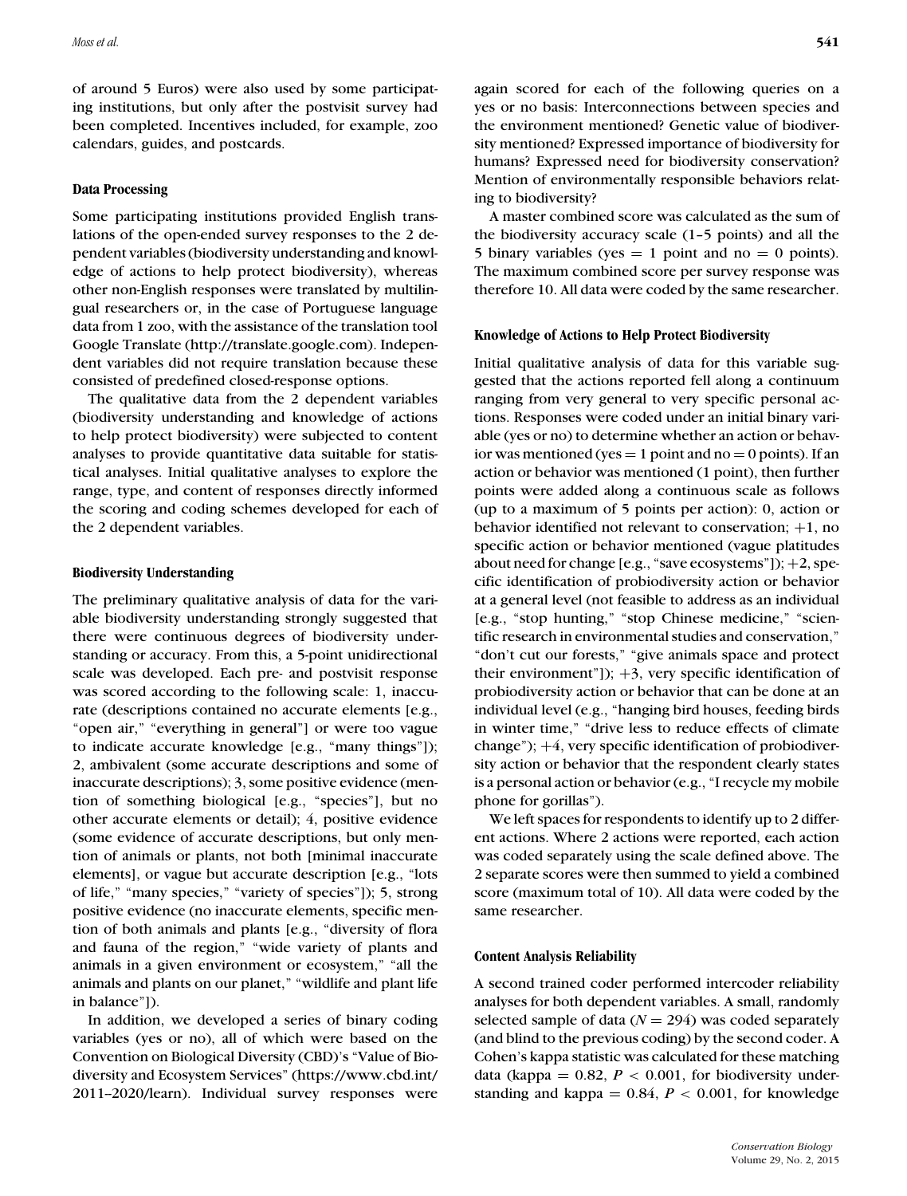of around 5 Euros) were also used by some participating institutions, but only after the postvisit survey had been completed. Incentives included, for example, zoo calendars, guides, and postcards.

### Data Processing

Some participating institutions provided English translations of the open-ended survey responses to the 2 dependent variables (biodiversity understanding and knowledge of actions to help protect biodiversity), whereas other non-English responses were translated by multilingual researchers or, in the case of Portuguese language data from 1 zoo, with the assistance of the translation tool Google Translate (http://translate.google.com). Independent variables did not require translation because these consisted of predefined closed-response options.

The qualitative data from the 2 dependent variables (biodiversity understanding and knowledge of actions to help protect biodiversity) were subjected to content analyses to provide quantitative data suitable for statistical analyses. Initial qualitative analyses to explore the range, type, and content of responses directly informed the scoring and coding schemes developed for each of the 2 dependent variables.

### Biodiversity Understanding

The preliminary qualitative analysis of data for the variable biodiversity understanding strongly suggested that there were continuous degrees of biodiversity understanding or accuracy. From this, a 5-point unidirectional scale was developed. Each pre- and postvisit response was scored according to the following scale: 1, inaccurate (descriptions contained no accurate elements [e.g., "open air," "everything in general"] or were too vague to indicate accurate knowledge [e.g., "many things"]); 2, ambivalent (some accurate descriptions and some of inaccurate descriptions); 3, some positive evidence (mention of something biological [e.g., "species"], but no other accurate elements or detail); 4, positive evidence (some evidence of accurate descriptions, but only mention of animals or plants, not both [minimal inaccurate elements], or vague but accurate description [e.g., "lots of life," "many species," "variety of species"]); 5, strong positive evidence (no inaccurate elements, specific mention of both animals and plants [e.g., "diversity of flora and fauna of the region," "wide variety of plants and animals in a given environment or ecosystem," "all the animals and plants on our planet," "wildlife and plant life in balance"]).

In addition, we developed a series of binary coding variables (yes or no), all of which were based on the Convention on Biological Diversity (CBD)'s "Value of Biodiversity and Ecosystem Services" (https://www.cbd.int/2011–2020/learn). Individual survey responses were again scored for each of the following queries on a yes or no basis: Interconnections between species and the environment mentioned? Genetic value of biodiversity mentioned? Expressed importance of biodiversity for humans? Expressed need for biodiversity conservation? Mention of environmentally responsible behaviors relating to biodiversity?

A master combined score was calculated as the sum of the biodiversity accuracy scale (1–5 points) and all the 5 binary variables (yes = 1 point and no = 0 points). The maximum combined score per survey response was therefore 10. All data were coded by the same researcher.

### Knowledge of Actions to Help Protect Biodiversity

Initial qualitative analysis of data for this variable suggested that the actions reported fell along a continuum ranging from very general to very specific personal actions. Responses were coded under an initial binary variable (yes or no) to determine whether an action or behavior was mentioned (yes = 1 point and no = 0 points). If an action or behavior was mentioned (1 point), then further points were added along a continuous scale as follows (up to a maximum of 5 points per action): 0, action or behavior identified not relevant to conservation; +1, no specific action or behavior mentioned (vague platitudes about need for change [e.g., "save ecosystems"]); +2, specific identification of probiodiversity action or behavior at a general level (not feasible to address as an individual [e.g., "stop hunting," "stop Chinese medicine," "scientific research in environmental studies and conservation," "don't cut our forests," "give animals space and protect their environment"]); +3, very specific identification of probiodiversity action or behavior that can be done at an individual level (e.g., "hanging bird houses, feeding birds in winter time," "drive less to reduce effects of climate change"); +4, very specific identification of probiodiversity action or behavior that the respondent clearly states is a personal action or behavior (e.g., "I recycle my mobile phone for gorillas").

We left spaces for respondents to identify up to 2 different actions. Where 2 actions were reported, each action was coded separately using the scale defined above. The 2 separate scores were then summed to yield a combined score (maximum total of 10). All data were coded by the same researcher.

### Content Analysis Reliability

A second trained coder performed intercoder reliability analyses for both dependent variables. A small, randomly selected sample of data ($N = 294$) was coded separately (and blind to the previous coding) by the second coder. A Cohen's kappa statistic was calculated for these matching data (kappa = 0.82, $P < 0.001$, for biodiversity understanding and kappa = 0.84, $P < 0.001$, for knowledge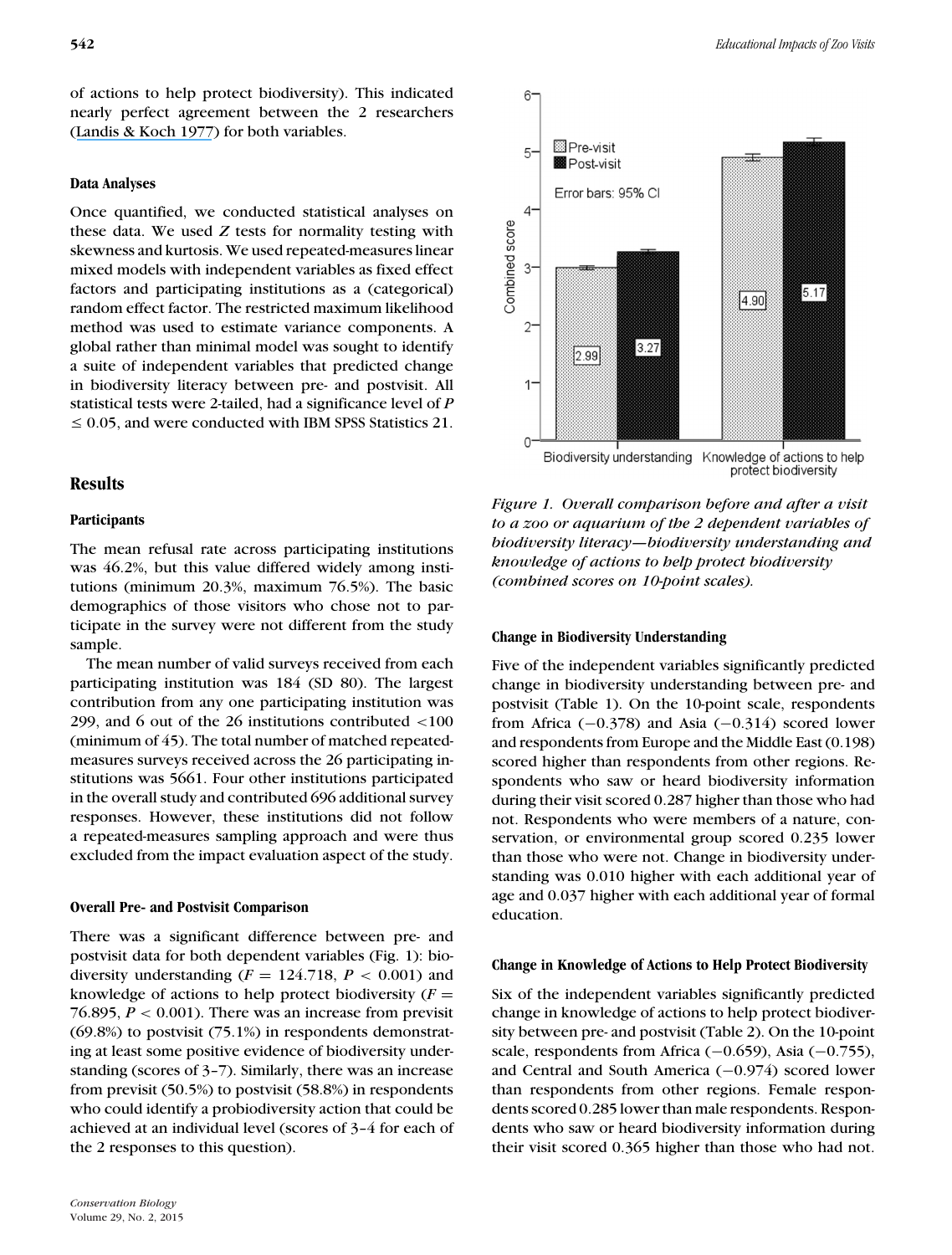of actions to help protect biodiversity). This indicated nearly perfect agreement between the 2 researchers (Landis & Koch 1977) for both variables.

### Data Analyses

Once quantified, we conducted statistical analyses on these data. We used $Z$ tests for normality testing with skewness and kurtosis. We used repeated-measures linear mixed models with independent variables as fixed effect factors and participating institutions as a (categorical) random effect factor. The restricted maximum likelihood method was used to estimate variance components. A global rather than minimal model was sought to identify a suite of independent variables that predicted change in biodiversity literacy between pre- and postvisit. All statistical tests were 2-tailed, had a significance level of $P \leq 0.05$, and were conducted with IBM SPSS Statistics 21.

## Results

### Participants

The mean refusal rate across participating institutions was 46.2%, but this value differed widely among institutions (minimum 20.3%, maximum 76.5%). The basic demographics of those visitors who chose not to participate in the survey were not different from the study sample.

The mean number of valid surveys received from each participating institution was 184 (SD 80). The largest contribution from any one participating institution was 299, and 6 out of the 26 institutions contributed <100 (minimum of 45). The total number of matched repeated-measures surveys received across the 26 participating institutions was 5661. Four other institutions participated in the overall study and contributed 696 additional survey responses. However, these institutions did not follow a repeated-measures sampling approach and were thus excluded from the impact evaluation aspect of the study.

### Overall Pre- and Postvisit Comparison

There was a significant difference between pre- and postvisit data for both dependent variables (Fig. 1): biodiversity understanding ($F = 124.718$, $P < 0.001$) and knowledge of actions to help protect biodiversity ($F = 76.895$, $P < 0.001$). There was an increase from previsit (69.8%) to postvisit (75.1%) in respondents demonstrating at least some positive evidence of biodiversity understanding (scores of 3–7). Similarly, there was an increase from previsit (50.5%) to postvisit (58.8%) in respondents who could identify a probiodiversity action that could be achieved at an individual level (scores of 3–4 for each of the 2 responses to this question).

*Figure 1. Overall comparison before and after a visit to a zoo or aquarium of the 2 dependent variables of biodiversity literacy—biodiversity understanding and knowledge of actions to help protect biodiversity (combined scores on 10-point scales).*

### Change in Biodiversity Understanding

Five of the independent variables significantly predicted change in biodiversity understanding between pre- and postvisit (Table 1). On the 10-point scale, respondents from Africa (−0.378) and Asia (−0.314) scored lower and respondents from Europe and the Middle East (0.198) scored higher than respondents from other regions. Respondents who saw or heard biodiversity information during their visit scored 0.287 higher than those who had not. Respondents who were members of a nature, conservation, or environmental group scored 0.235 lower than those who were not. Change in biodiversity understanding was 0.010 higher with each additional year of age and 0.037 higher with each additional year of formal education.

### Change in Knowledge of Actions to Help Protect Biodiversity

Six of the independent variables significantly predicted change in knowledge of actions to help protect biodiversity between pre- and postvisit (Table 2). On the 10-point scale, respondents from Africa (−0.659), Asia (−0.755), and Central and South America (−0.974) scored lower than respondents from other regions. Female respondents scored 0.285 lower than male respondents. Respondents who saw or heard biodiversity information during their visit scored 0.365 higher than those who had not.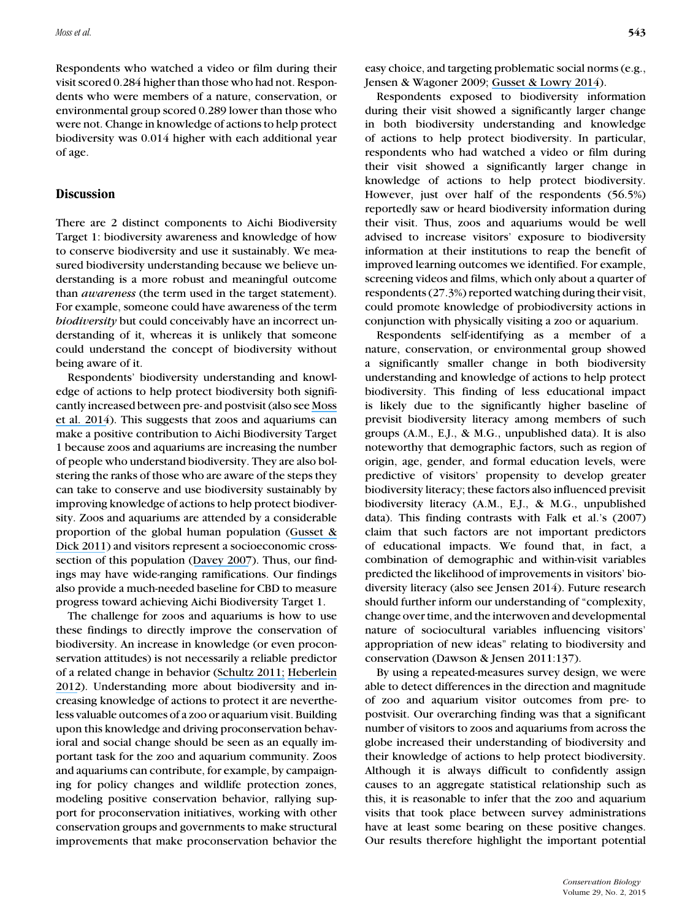Respondents who watched a video or film during their visit scored 0.284 higher than those who had not. Respondents who were members of a nature, conservation, or environmental group scored 0.289 lower than those who were not. Change in knowledge of actions to help protect biodiversity was 0.014 higher with each additional year of age.

## Discussion

There are 2 distinct components to Aichi Biodiversity Target 1: biodiversity awareness and knowledge of how to conserve biodiversity and use it sustainably. We measured biodiversity understanding because we believe understanding is a more robust and meaningful outcome than *awareness* (the term used in the target statement). For example, someone could have awareness of the term *biodiversity* but could conceivably have an incorrect understanding of it, whereas it is unlikely that someone could understand the concept of biodiversity without being aware of it.

Respondents' biodiversity understanding and knowledge of actions to help protect biodiversity both significantly increased between pre- and postvisit (also see Moss et al. 2014). This suggests that zoos and aquariums can make a positive contribution to Aichi Biodiversity Target 1 because zoos and aquariums are increasing the number of people who understand biodiversity. They are also bolstering the ranks of those who are aware of the steps they can take to conserve and use biodiversity sustainably by improving knowledge of actions to help protect biodiversity. Zoos and aquariums are attended by a considerable proportion of the global human population (Gusset & Dick 2011) and visitors represent a socioeconomic cross-section of this population (Davey 2007). Thus, our findings may have wide-ranging ramifications. Our findings also provide a much-needed baseline for CBD to measure progress toward achieving Aichi Biodiversity Target 1.

The challenge for zoos and aquariums is how to use these findings to directly improve the conservation of biodiversity. An increase in knowledge (or even proconservation attitudes) is not necessarily a reliable predictor of a related change in behavior (Schultz 2011; Heberlein 2012). Understanding more about biodiversity and increasing knowledge of actions to protect it are nevertheless valuable outcomes of a zoo or aquarium visit. Building upon this knowledge and driving proconservation behavioral and social change should be seen as an equally important task for the zoo and aquarium community. Zoos and aquariums can contribute, for example, by campaigning for policy changes and wildlife protection zones, modeling positive conservation behavior, rallying support for proconservation initiatives, working with other conservation groups and governments to make structural improvements that make proconservation behavior the easy choice, and targeting problematic social norms (e.g., Jensen & Wagoner 2009; Gusset & Lowry 2014).

Respondents exposed to biodiversity information during their visit showed a significantly larger change in both biodiversity understanding and knowledge of actions to help protect biodiversity. In particular, respondents who had watched a video or film during their visit showed a significantly larger change in knowledge of actions to help protect biodiversity. However, just over half of the respondents (56.5%) reportedly saw or heard biodiversity information during their visit. Thus, zoos and aquariums would be well advised to increase visitors' exposure to biodiversity information at their institutions to reap the benefit of improved learning outcomes we identified. For example, screening videos and films, which only about a quarter of respondents (27.3%) reported watching during their visit, could promote knowledge of probiodiversity actions in conjunction with physically visiting a zoo or aquarium.

Respondents self-identifying as a member of a nature, conservation, or environmental group showed a significantly smaller change in both biodiversity understanding and knowledge of actions to help protect biodiversity. This finding of less educational impact is likely due to the significantly higher baseline of previsit biodiversity literacy among members of such groups (A.M., E.J., & M.G., unpublished data). It is also noteworthy that demographic factors, such as region of origin, age, gender, and formal education levels, were predictive of visitors' propensity to develop greater biodiversity literacy; these factors also influenced previsit biodiversity literacy (A.M., E.J., & M.G., unpublished data). This finding contrasts with Falk et al.'s (2007) claim that such factors are not important predictors of educational impacts. We found that, in fact, a combination of demographic and within-visit variables predicted the likelihood of improvements in visitors' biodiversity literacy (also see Jensen 2014). Future research should further inform our understanding of "complexity, change over time, and the interwoven and developmental nature of sociocultural variables influencing visitors' appropriation of new ideas" relating to biodiversity and conservation (Dawson & Jensen 2011:137).

By using a repeated-measures survey design, we were able to detect differences in the direction and magnitude of zoo and aquarium visitor outcomes from pre- to postvisit. Our overarching finding was that a significant number of visitors to zoos and aquariums from across the globe increased their understanding of biodiversity and their knowledge of actions to help protect biodiversity. Although it is always difficult to confidently assign causes to an aggregate statistical relationship such as this, it is reasonable to infer that the zoo and aquarium visits that took place between survey administrations have at least some bearing on these positive changes. Our results therefore highlight the important potential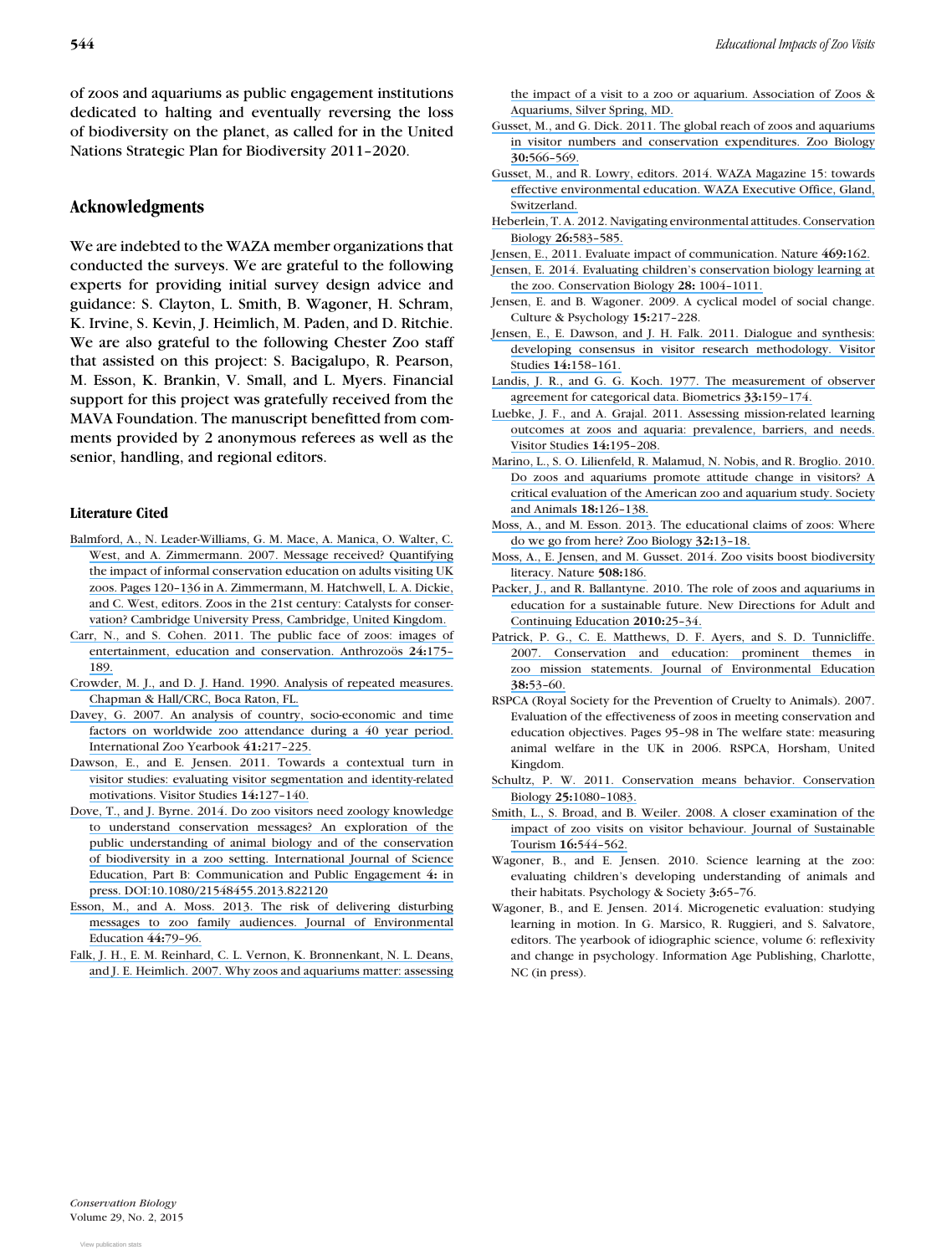of zoos and aquariums as public engagement institutions dedicated to halting and eventually reversing the loss of biodiversity on the planet, as called for in the United Nations Strategic Plan for Biodiversity 2011–2020.

## Acknowledgments

We are indebted to the WAZA member organizations that conducted the surveys. We are grateful to the following experts for providing initial survey design advice and guidance: S. Clayton, L. Smith, B. Wagoner, H. Schram, K. Irvine, S. Kevin, J. Heimlich, M. Paden, and D. Ritchie. We are also grateful to the following Chester Zoo staff that assisted on this project: S. Bacigalupo, R. Pearson, M. Esson, K. Brankin, V. Small, and L. Myers. Financial support for this project was gratefully received from the MAVA Foundation. The manuscript benefitted from comments provided by 2 anonymous referees as well as the senior, handling, and regional editors.

### Literature Cited

Balmford, A., N. Leader-Williams, G. M. Mace, A. Manica, O. Walter, C. West, and A. Zimmermann. 2007. Message received? Quantifying the impact of informal conservation education on adults visiting UK zoos. Pages 120–136 in A. Zimmermann, M. Hatchwell, L. A. Dickie, and C. West, editors. Zoos in the 21st century: Catalysts for conservation? Cambridge University Press, Cambridge, United Kingdom.

Carr, N., and S. Cohen. 2011. The public face of zoos: images of entertainment, education and conservation. Anthrozoös **24:**175–189.

Crowder, M. J., and D. J. Hand. 1990. Analysis of repeated measures. Chapman & Hall/CRC, Boca Raton, FL.

Davey, G. 2007. An analysis of country, socio-economic and time factors on worldwide zoo attendance during a 40 year period. International Zoo Yearbook **41:**217–225.

Dawson, E., and E. Jensen. 2011. Towards a contextual turn in visitor studies: evaluating visitor segmentation and identity-related motivations. Visitor Studies **14:**127–140.

Dove, T., and J. Byrne. 2014. Do zoo visitors need zoology knowledge to understand conservation messages? An exploration of the public understanding of animal biology and of the conservation of biodiversity in a zoo setting. International Journal of Science Education, Part B: Communication and Public Engagement **4:** in press. DOI:10.1080/21548455.2013.822120

Esson, M., and A. Moss. 2013. The risk of delivering disturbing messages to zoo family audiences. Journal of Environmental Education **44:**79–96.

Falk, J. H., E. M. Reinhard, C. L. Vernon, K. Bronnenkant, N. L. Deans, and J. E. Heimlich. 2007. Why zoos and aquariums matter: assessing the impact of a visit to a zoo or aquarium. Association of Zoos & Aquariums, Silver Spring, MD.

Gusset, M., and G. Dick. 2011. The global reach of zoos and aquariums in visitor numbers and conservation expenditures. Zoo Biology **30:**566–569.

Gusset, M., and R. Lowry, editors. 2014. WAZA Magazine 15: towards effective environmental education. WAZA Executive Office, Gland, Switzerland.

Heberlein, T. A. 2012. Navigating environmental attitudes. Conservation Biology **26:**583–585.

Jensen, E., 2011. Evaluate impact of communication. Nature **469:**162.

Jensen, E. 2014. Evaluating children's conservation biology learning at the zoo. Conservation Biology **28:** 1004–1011.

Jensen, E. and B. Wagoner. 2009. A cyclical model of social change. Culture & Psychology **15:**217–228.

Jensen, E., E. Dawson, and J. H. Falk. 2011. Dialogue and synthesis: developing consensus in visitor research methodology. Visitor Studies **14:**158–161.

Landis, J. R., and G. G. Koch. 1977. The measurement of observer agreement for categorical data. Biometrics **33:**159–174.

Luebke, J. F., and A. Grajal. 2011. Assessing mission-related learning outcomes at zoos and aquaria: prevalence, barriers, and needs. Visitor Studies **14:**195–208.

Marino, L., S. O. Lilienfeld, R. Malamud, N. Nobis, and R. Broglio. 2010. Do zoos and aquariums promote attitude change in visitors? A critical evaluation of the American zoo and aquarium study. Society and Animals **18:**126–138.

Moss, A., and M. Esson. 2013. The educational claims of zoos: Where do we go from here? Zoo Biology **32:**13–18.

Moss, A., E. Jensen, and M. Gusset. 2014. Zoo visits boost biodiversity literacy. Nature **508:**186.

Packer, J., and R. Ballantyne. 2010. The role of zoos and aquariums in education for a sustainable future. New Directions for Adult and Continuing Education **2010:**25–34.

Patrick, P. G., C. E. Matthews, D. F. Ayers, and S. D. Tunnicliffe. 2007. Conservation and education: prominent themes in zoo mission statements. Journal of Environmental Education **38:**53–60.

RSPCA (Royal Society for the Prevention of Cruelty to Animals). 2007. Evaluation of the effectiveness of zoos in meeting conservation and education objectives. Pages 95–98 in The welfare state: measuring animal welfare in the UK in 2006. RSPCA, Horsham, United Kingdom.

Schultz, P. W. 2011. Conservation means behavior. Conservation Biology **25:**1080–1083.

Smith, L., S. Broad, and B. Weiler. 2008. A closer examination of the impact of zoo visits on visitor behaviour. Journal of Sustainable Tourism **16:**544–562.

Wagoner, B., and E. Jensen. 2010. Science learning at the zoo: evaluating children's developing understanding of animals and their habitats. Psychology & Society **3:**65–76.

Wagoner, B., and E. Jensen. 2014. Microgenetic evaluation: studying learning in motion. In G. Marsico, R. Ruggieri, and S. Salvatore, editors. The yearbook of idiographic science, volume 6: reflexivity and change in psychology. Information Age Publishing, Charlotte, NC (in press).